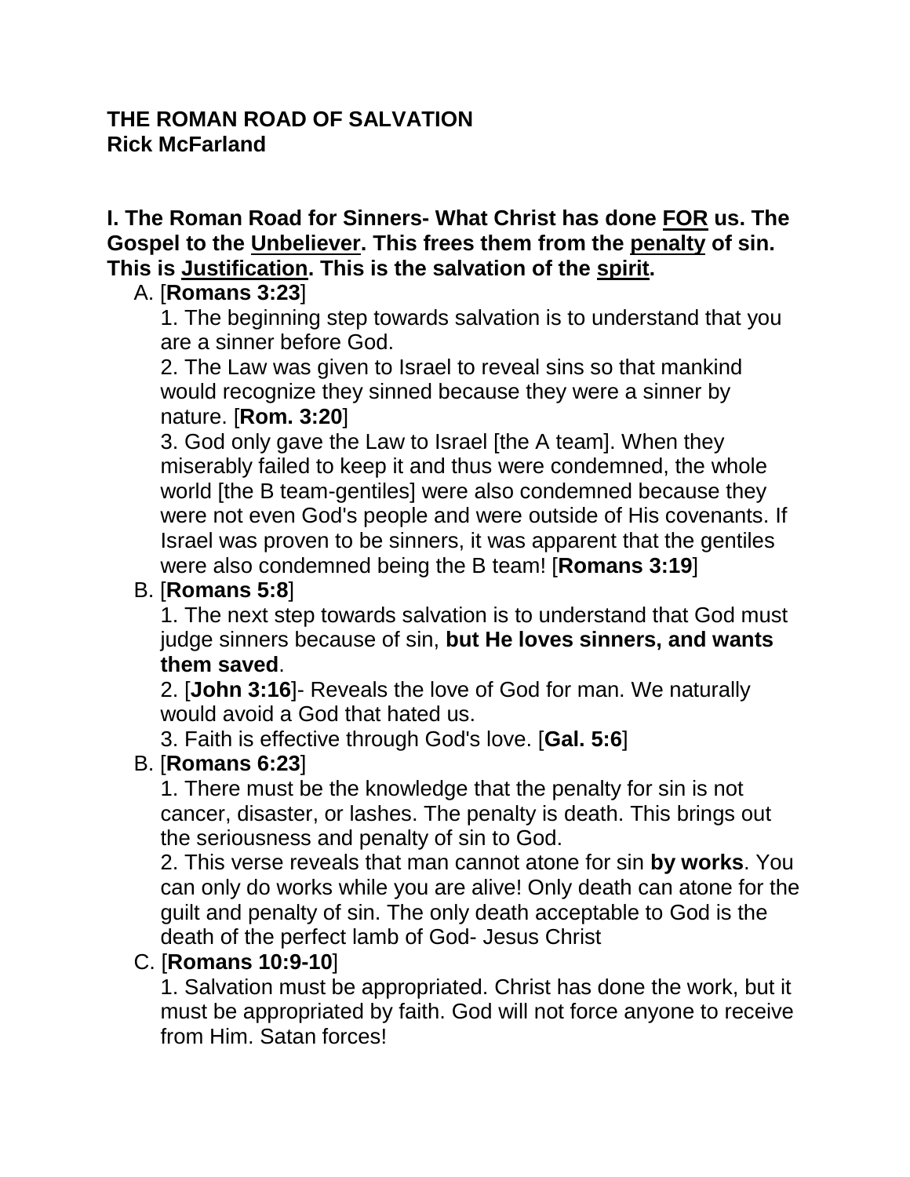**THE ROMAN ROAD OF SALVATION**
**Rick McFarland**

**I. The Roman Road for Sinners- What Christ has done <u>FOR</u> us. The Gospel to the <u>Unbeliever</u>. This frees them from the <u>penalty</u> of sin. This is <u>Justification</u>. This is the salvation of the <u>spirit</u>.**

A. [**Romans 3:23**]

1. The beginning step towards salvation is to understand that you are a sinner before God.
2. The Law was given to Israel to reveal sins so that mankind would recognize they sinned because they were a sinner by nature. [**Rom. 3:20**]
3. God only gave the Law to Israel [the A team]. When they miserably failed to keep it and thus were condemned, the whole world [the B team-gentiles] were also condemned because they were not even God's people and were outside of His covenants. If Israel was proven to be sinners, it was apparent that the gentiles were also condemned being the B team! [**Romans 3:19**]

B. [**Romans 5:8**]

1. The next step towards salvation is to understand that God must judge sinners because of sin, **but He loves sinners, and wants them saved**.
2. [**John 3:16**]- Reveals the love of God for man. We naturally would avoid a God that hated us.
3. Faith is effective through God's love. [**Gal. 5:6**]

B. [**Romans 6:23**]

1. There must be the knowledge that the penalty for sin is not cancer, disaster, or lashes. The penalty is death. This brings out the seriousness and penalty of sin to God.
2. This verse reveals that man cannot atone for sin **by works**. You can only do works while you are alive! Only death can atone for the guilt and penalty of sin. The only death acceptable to God is the death of the perfect lamb of God- Jesus Christ

C. [**Romans 10:9-10**]

1. Salvation must be appropriated. Christ has done the work, but it must be appropriated by faith. God will not force anyone to receive from Him. Satan forces!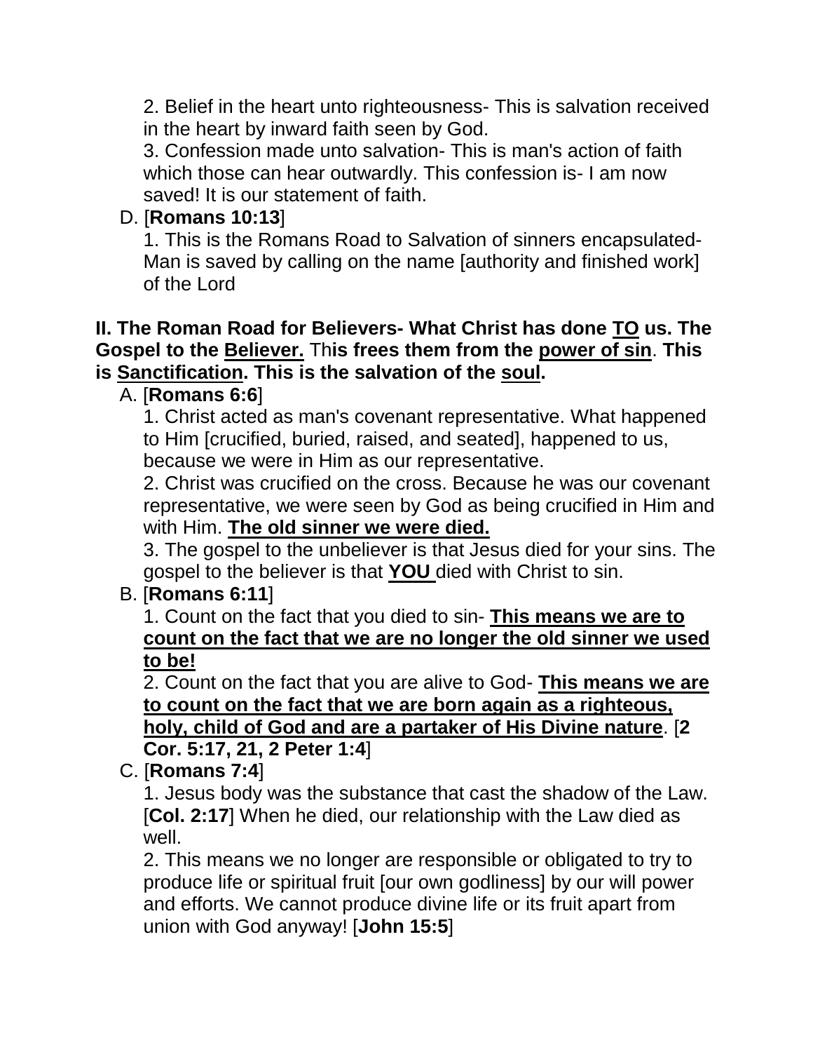2. Belief in the heart unto righteousness- This is salvation received in the heart by inward faith seen by God.

3. Confession made unto salvation- This is man's action of faith which those can hear outwardly. This confession is- I am now saved! It is our statement of faith.

D. [**Romans 10:13**]

1. This is the Romans Road to Salvation of sinners encapsulated- Man is saved by calling on the name [authority and finished work] of the Lord

**II. The Roman Road for Believers- What Christ has done <u>TO</u> us. The Gospel to the <u>Believer.</u> This frees them from the <u>power of sin</u>. This is <u>Sanctification</u>. This is the salvation of the <u>soul</u>.**

A. [**Romans 6:6**]

1. Christ acted as man's covenant representative. What happened to Him [crucified, buried, raised, and seated], happened to us, because we were in Him as our representative.

2. Christ was crucified on the cross. Because he was our covenant representative, we were seen by God as being crucified in Him and with Him. **<u>The old sinner we were died.</u>**

3. The gospel to the unbeliever is that Jesus died for your sins. The gospel to the believer is that **<u>YOU</u>** died with Christ to sin.

B. [**Romans 6:11**]

1. Count on the fact that you died to sin- **<u>This means we are to count on the fact that we are no longer the old sinner we used to be!</u>**

2. Count on the fact that you are alive to God- **<u>This means we are to count on the fact that we are born again as a righteous, holy, child of God and are a partaker of His Divine nature</u>**. [**2 Cor. 5:17, 21, 2 Peter 1:4**]

C. [**Romans 7:4**]

1. Jesus body was the substance that cast the shadow of the Law. [**Col. 2:17**] When he died, our relationship with the Law died as well.

2. This means we no longer are responsible or obligated to try to produce life or spiritual fruit [our own godliness] by our will power and efforts. We cannot produce divine life or its fruit apart from union with God anyway! [**John 15:5**]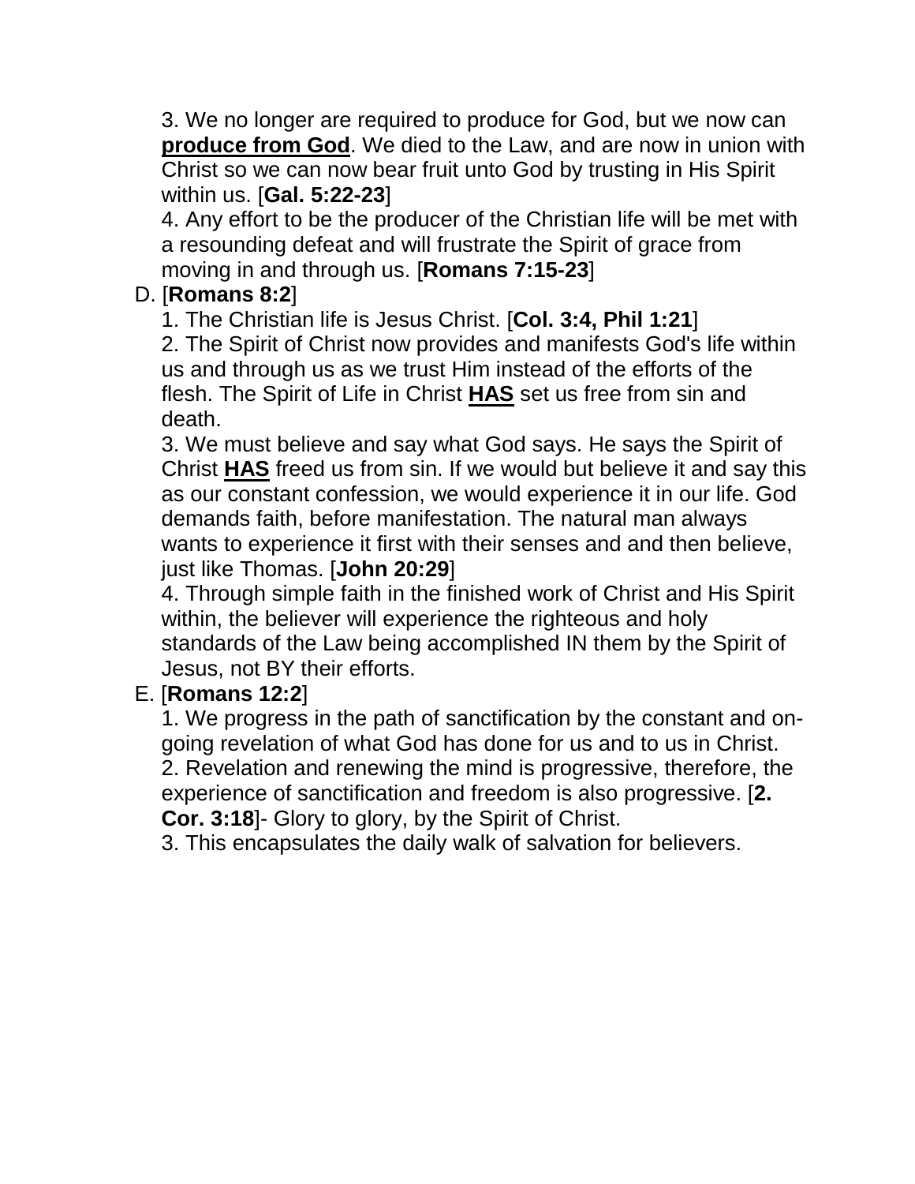3. We no longer are required to produce for God, but we now can **produce from God**. We died to the Law, and are now in union with Christ so we can now bear fruit unto God by trusting in His Spirit within us. [**Gal. 5:22-23**]

4. Any effort to be the producer of the Christian life will be met with a resounding defeat and will frustrate the Spirit of grace from moving in and through us. [**Romans 7:15-23**]

D. [**Romans 8:2**]

1. The Christian life is Jesus Christ. [**Col. 3:4, Phil 1:21**]

2. The Spirit of Christ now provides and manifests God's life within us and through us as we trust Him instead of the efforts of the flesh. The Spirit of Life in Christ **HAS** set us free from sin and death.

3. We must believe and say what God says. He says the Spirit of Christ **HAS** freed us from sin. If we would but believe it and say this as our constant confession, we would experience it in our life. God demands faith, before manifestation. The natural man always wants to experience it first with their senses and and then believe, just like Thomas. [**John 20:29**]

4. Through simple faith in the finished work of Christ and His Spirit within, the believer will experience the righteous and holy standards of the Law being accomplished IN them by the Spirit of Jesus, not BY their efforts.

E. [**Romans 12:2**]

1. We progress in the path of sanctification by the constant and on-going revelation of what God has done for us and to us in Christ.

2. Revelation and renewing the mind is progressive, therefore, the experience of sanctification and freedom is also progressive. [**2. Cor. 3:18**]- Glory to glory, by the Spirit of Christ.

3. This encapsulates the daily walk of salvation for believers.